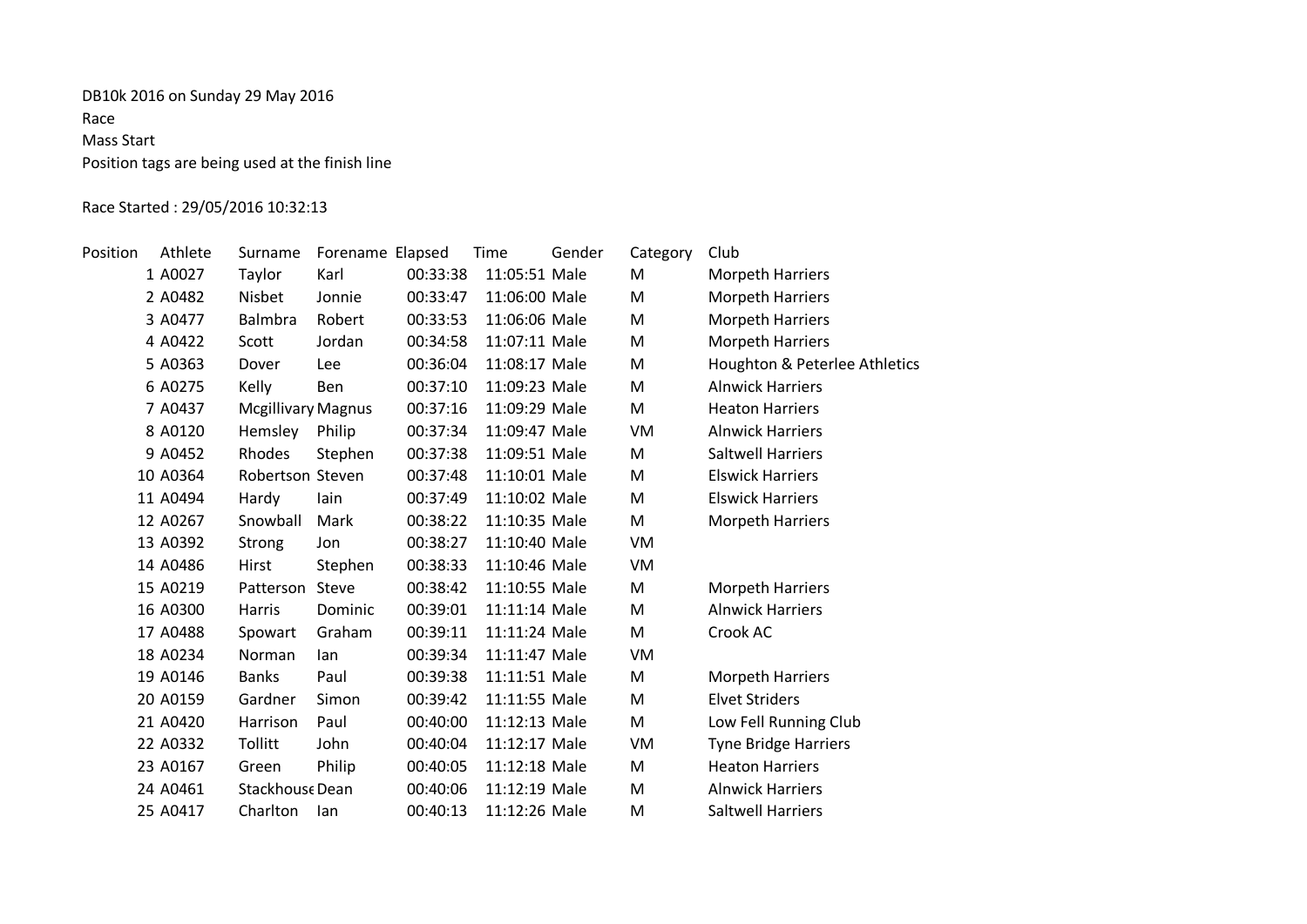DB10k 2016 on Sunday 29 May 2016

Race

Mass Start

Position tags are being used at the finish line

Race Started : 29/05/2016 10:32:13

| Position | Athlete | Surname | Forename | Elapsed | Time | Gender | Category | Club |
|---|---|---|---|---|---|---|---|---|
| 1 | A0027 | Taylor | Karl | 00:33:38 | 11:05:51 | Male | M | Morpeth Harriers |
| 2 | A0482 | Nisbet | Jonnie | 00:33:47 | 11:06:00 | Male | M | Morpeth Harriers |
| 3 | A0477 | Balmbra | Robert | 00:33:53 | 11:06:06 | Male | M | Morpeth Harriers |
| 4 | A0422 | Scott | Jordan | 00:34:58 | 11:07:11 | Male | M | Morpeth Harriers |
| 5 | A0363 | Dover | Lee | 00:36:04 | 11:08:17 | Male | M | Houghton & Peterlee Athletics |
| 6 | A0275 | Kelly | Ben | 00:37:10 | 11:09:23 | Male | M | Alnwick Harriers |
| 7 | A0437 | Mcgillivary | Magnus | 00:37:16 | 11:09:29 | Male | M | Heaton Harriers |
| 8 | A0120 | Hemsley | Philip | 00:37:34 | 11:09:47 | Male | VM | Alnwick Harriers |
| 9 | A0452 | Rhodes | Stephen | 00:37:38 | 11:09:51 | Male | M | Saltwell Harriers |
| 10 | A0364 | Robertson | Steven | 00:37:48 | 11:10:01 | Male | M | Elswick Harriers |
| 11 | A0494 | Hardy | Iain | 00:37:49 | 11:10:02 | Male | M | Elswick Harriers |
| 12 | A0267 | Snowball | Mark | 00:38:22 | 11:10:35 | Male | M | Morpeth Harriers |
| 13 | A0392 | Strong | Jon | 00:38:27 | 11:10:40 | Male | VM | |
| 14 | A0486 | Hirst | Stephen | 00:38:33 | 11:10:46 | Male | VM | |
| 15 | A0219 | Patterson | Steve | 00:38:42 | 11:10:55 | Male | M | Morpeth Harriers |
| 16 | A0300 | Harris | Dominic | 00:39:01 | 11:11:14 | Male | M | Alnwick Harriers |
| 17 | A0488 | Spowart | Graham | 00:39:11 | 11:11:24 | Male | M | Crook AC |
| 18 | A0234 | Norman | Ian | 00:39:34 | 11:11:47 | Male | VM | |
| 19 | A0146 | Banks | Paul | 00:39:38 | 11:11:51 | Male | M | Morpeth Harriers |
| 20 | A0159 | Gardner | Simon | 00:39:42 | 11:11:55 | Male | M | Elvet Striders |
| 21 | A0420 | Harrison | Paul | 00:40:00 | 11:12:13 | Male | M | Low Fell Running Club |
| 22 | A0332 | Tollitt | John | 00:40:04 | 11:12:17 | Male | VM | Tyne Bridge Harriers |
| 23 | A0167 | Green | Philip | 00:40:05 | 11:12:18 | Male | M | Heaton Harriers |
| 24 | A0461 | Stackhouse | Dean | 00:40:06 | 11:12:19 | Male | M | Alnwick Harriers |
| 25 | A0417 | Charlton | Ian | 00:40:13 | 11:12:26 | Male | M | Saltwell Harriers |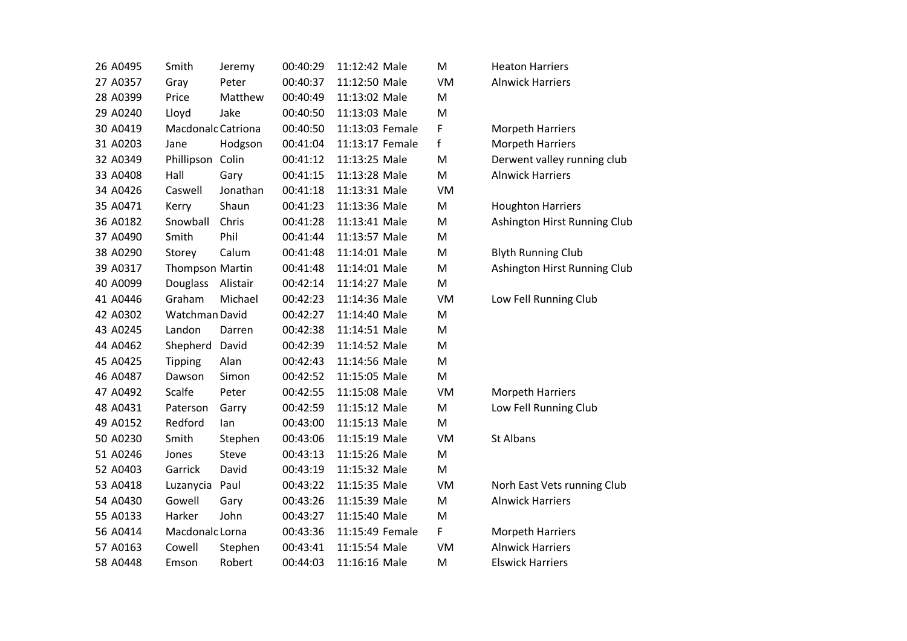| | | | | | | | | |
|---|---|---|---|---|---|---|---|---|
| 26 | A0495 | Smith | Jeremy | 00:40:29 | 11:12:42 | Male | M | Heaton Harriers |
| 27 | A0357 | Gray | Peter | 00:40:37 | 11:12:50 | Male | VM | Alnwick Harriers |
| 28 | A0399 | Price | Matthew | 00:40:49 | 11:13:02 | Male | M | |
| 29 | A0240 | Lloyd | Jake | 00:40:50 | 11:13:03 | Male | M | |
| 30 | A0419 | Macdonald | Catriona | 00:40:50 | 11:13:03 | Female | F | Morpeth Harriers |
| 31 | A0203 | Jane | Hodgson | 00:41:04 | 11:13:17 | Female | f | Morpeth Harriers |
| 32 | A0349 | Phillipson | Colin | 00:41:12 | 11:13:25 | Male | M | Derwent valley running club |
| 33 | A0408 | Hall | Gary | 00:41:15 | 11:13:28 | Male | M | Alnwick Harriers |
| 34 | A0426 | Caswell | Jonathan | 00:41:18 | 11:13:31 | Male | VM | |
| 35 | A0471 | Kerry | Shaun | 00:41:23 | 11:13:36 | Male | M | Houghton Harriers |
| 36 | A0182 | Snowball | Chris | 00:41:28 | 11:13:41 | Male | M | Ashington Hirst Running Club |
| 37 | A0490 | Smith | Phil | 00:41:44 | 11:13:57 | Male | M | |
| 38 | A0290 | Storey | Calum | 00:41:48 | 11:14:01 | Male | M | Blyth Running Club |
| 39 | A0317 | Thompson | Martin | 00:41:48 | 11:14:01 | Male | M | Ashington Hirst Running Club |
| 40 | A0099 | Douglass | Alistair | 00:42:14 | 11:14:27 | Male | M | |
| 41 | A0446 | Graham | Michael | 00:42:23 | 11:14:36 | Male | VM | Low Fell Running Club |
| 42 | A0302 | Watchman | David | 00:42:27 | 11:14:40 | Male | M | |
| 43 | A0245 | Landon | Darren | 00:42:38 | 11:14:51 | Male | M | |
| 44 | A0462 | Shepherd | David | 00:42:39 | 11:14:52 | Male | M | |
| 45 | A0425 | Tipping | Alan | 00:42:43 | 11:14:56 | Male | M | |
| 46 | A0487 | Dawson | Simon | 00:42:52 | 11:15:05 | Male | M | |
| 47 | A0492 | Scalfe | Peter | 00:42:55 | 11:15:08 | Male | VM | Morpeth Harriers |
| 48 | A0431 | Paterson | Garry | 00:42:59 | 11:15:12 | Male | M | Low Fell Running Club |
| 49 | A0152 | Redford | Ian | 00:43:00 | 11:15:13 | Male | M | |
| 50 | A0230 | Smith | Stephen | 00:43:06 | 11:15:19 | Male | VM | St Albans |
| 51 | A0246 | Jones | Steve | 00:43:13 | 11:15:26 | Male | M | |
| 52 | A0403 | Garrick | David | 00:43:19 | 11:15:32 | Male | M | |
| 53 | A0418 | Luzanycia | Paul | 00:43:22 | 11:15:35 | Male | VM | Norh East Vets running Club |
| 54 | A0430 | Gowell | Gary | 00:43:26 | 11:15:39 | Male | M | Alnwick Harriers |
| 55 | A0133 | Harker | John | 00:43:27 | 11:15:40 | Male | M | |
| 56 | A0414 | Macdonald | Lorna | 00:43:36 | 11:15:49 | Female | F | Morpeth Harriers |
| 57 | A0163 | Cowell | Stephen | 00:43:41 | 11:15:54 | Male | VM | Alnwick Harriers |
| 58 | A0448 | Emson | Robert | 00:44:03 | 11:16:16 | Male | M | Elswick Harriers |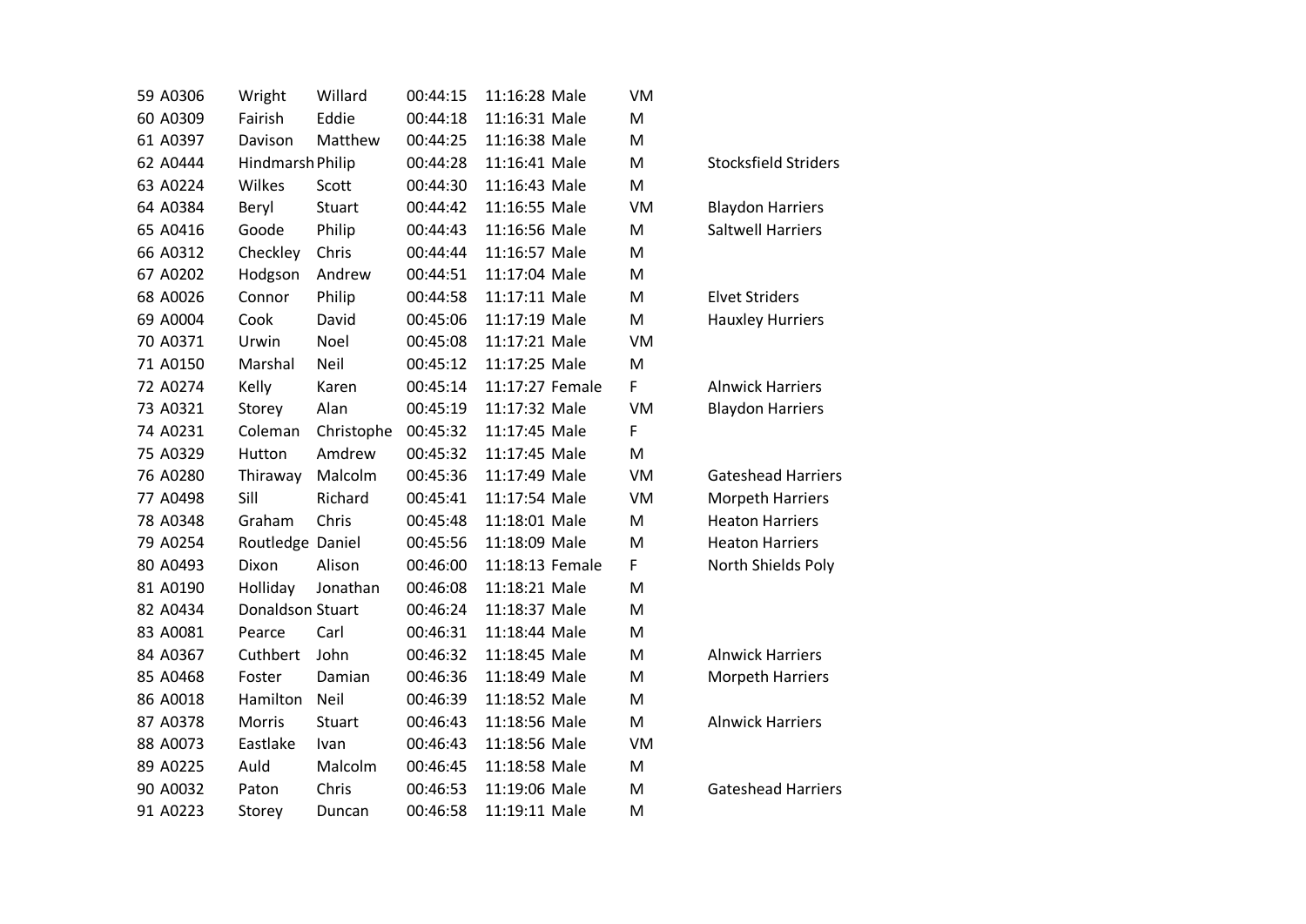| | | | | | | | | |
|---|---|---|---|---|---|---|---|---|
| 59 | A0306 | Wright | Willard | 00:44:15 | 11:16:28 | Male | VM | |
| 60 | A0309 | Fairish | Eddie | 00:44:18 | 11:16:31 | Male | M | |
| 61 | A0397 | Davison | Matthew | 00:44:25 | 11:16:38 | Male | M | |
| 62 | A0444 | Hindmarsh | Philip | 00:44:28 | 11:16:41 | Male | M | Stocksfield Striders |
| 63 | A0224 | Wilkes | Scott | 00:44:30 | 11:16:43 | Male | M | |
| 64 | A0384 | Beryl | Stuart | 00:44:42 | 11:16:55 | Male | VM | Blaydon Harriers |
| 65 | A0416 | Goode | Philip | 00:44:43 | 11:16:56 | Male | M | Saltwell Harriers |
| 66 | A0312 | Checkley | Chris | 00:44:44 | 11:16:57 | Male | M | |
| 67 | A0202 | Hodgson | Andrew | 00:44:51 | 11:17:04 | Male | M | |
| 68 | A0026 | Connor | Philip | 00:44:58 | 11:17:11 | Male | M | Elvet Striders |
| 69 | A0004 | Cook | David | 00:45:06 | 11:17:19 | Male | M | Hauxley Hurriers |
| 70 | A0371 | Urwin | Noel | 00:45:08 | 11:17:21 | Male | VM | |
| 71 | A0150 | Marshal | Neil | 00:45:12 | 11:17:25 | Male | M | |
| 72 | A0274 | Kelly | Karen | 00:45:14 | 11:17:27 | Female | F | Alnwick Harriers |
| 73 | A0321 | Storey | Alan | 00:45:19 | 11:17:32 | Male | VM | Blaydon Harriers |
| 74 | A0231 | Coleman | Christophe | 00:45:32 | 11:17:45 | Male | F | |
| 75 | A0329 | Hutton | Amdrew | 00:45:32 | 11:17:45 | Male | M | |
| 76 | A0280 | Thiraway | Malcolm | 00:45:36 | 11:17:49 | Male | VM | Gateshead Harriers |
| 77 | A0498 | Sill | Richard | 00:45:41 | 11:17:54 | Male | VM | Morpeth Harriers |
| 78 | A0348 | Graham | Chris | 00:45:48 | 11:18:01 | Male | M | Heaton Harriers |
| 79 | A0254 | Routledge | Daniel | 00:45:56 | 11:18:09 | Male | M | Heaton Harriers |
| 80 | A0493 | Dixon | Alison | 00:46:00 | 11:18:13 | Female | F | North Shields Poly |
| 81 | A0190 | Holliday | Jonathan | 00:46:08 | 11:18:21 | Male | M | |
| 82 | A0434 | Donaldson | Stuart | 00:46:24 | 11:18:37 | Male | M | |
| 83 | A0081 | Pearce | Carl | 00:46:31 | 11:18:44 | Male | M | |
| 84 | A0367 | Cuthbert | John | 00:46:32 | 11:18:45 | Male | M | Alnwick Harriers |
| 85 | A0468 | Foster | Damian | 00:46:36 | 11:18:49 | Male | M | Morpeth Harriers |
| 86 | A0018 | Hamilton | Neil | 00:46:39 | 11:18:52 | Male | M | |
| 87 | A0378 | Morris | Stuart | 00:46:43 | 11:18:56 | Male | M | Alnwick Harriers |
| 88 | A0073 | Eastlake | Ivan | 00:46:43 | 11:18:56 | Male | VM | |
| 89 | A0225 | Auld | Malcolm | 00:46:45 | 11:18:58 | Male | M | |
| 90 | A0032 | Paton | Chris | 00:46:53 | 11:19:06 | Male | M | Gateshead Harriers |
| 91 | A0223 | Storey | Duncan | 00:46:58 | 11:19:11 | Male | M | |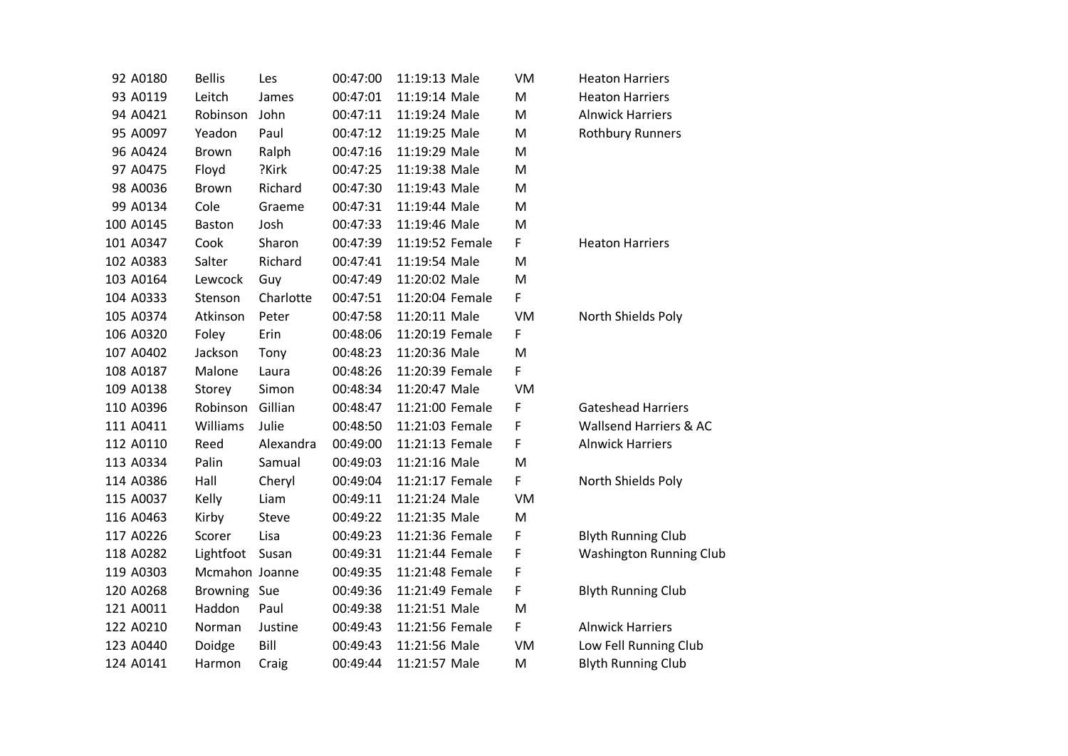| | | | | | | | | |
|---|---|---|---|---|---|---|---|---|
| 92 | A0180 | Bellis | Les | 00:47:00 | 11:19:13 | Male | VM | Heaton Harriers |
| 93 | A0119 | Leitch | James | 00:47:01 | 11:19:14 | Male | M | Heaton Harriers |
| 94 | A0421 | Robinson | John | 00:47:11 | 11:19:24 | Male | M | Alnwick Harriers |
| 95 | A0097 | Yeadon | Paul | 00:47:12 | 11:19:25 | Male | M | Rothbury Runners |
| 96 | A0424 | Brown | Ralph | 00:47:16 | 11:19:29 | Male | M | |
| 97 | A0475 | Floyd | ?Kirk | 00:47:25 | 11:19:38 | Male | M | |
| 98 | A0036 | Brown | Richard | 00:47:30 | 11:19:43 | Male | M | |
| 99 | A0134 | Cole | Graeme | 00:47:31 | 11:19:44 | Male | M | |
| 100 | A0145 | Baston | Josh | 00:47:33 | 11:19:46 | Male | M | |
| 101 | A0347 | Cook | Sharon | 00:47:39 | 11:19:52 | Female | F | Heaton Harriers |
| 102 | A0383 | Salter | Richard | 00:47:41 | 11:19:54 | Male | M | |
| 103 | A0164 | Lewcock | Guy | 00:47:49 | 11:20:02 | Male | M | |
| 104 | A0333 | Stenson | Charlotte | 00:47:51 | 11:20:04 | Female | F | |
| 105 | A0374 | Atkinson | Peter | 00:47:58 | 11:20:11 | Male | VM | North Shields Poly |
| 106 | A0320 | Foley | Erin | 00:48:06 | 11:20:19 | Female | F | |
| 107 | A0402 | Jackson | Tony | 00:48:23 | 11:20:36 | Male | M | |
| 108 | A0187 | Malone | Laura | 00:48:26 | 11:20:39 | Female | F | |
| 109 | A0138 | Storey | Simon | 00:48:34 | 11:20:47 | Male | VM | |
| 110 | A0396 | Robinson | Gillian | 00:48:47 | 11:21:00 | Female | F | Gateshead Harriers |
| 111 | A0411 | Williams | Julie | 00:48:50 | 11:21:03 | Female | F | Wallsend Harriers & AC |
| 112 | A0110 | Reed | Alexandra | 00:49:00 | 11:21:13 | Female | F | Alnwick Harriers |
| 113 | A0334 | Palin | Samual | 00:49:03 | 11:21:16 | Male | M | |
| 114 | A0386 | Hall | Cheryl | 00:49:04 | 11:21:17 | Female | F | North Shields Poly |
| 115 | A0037 | Kelly | Liam | 00:49:11 | 11:21:24 | Male | VM | |
| 116 | A0463 | Kirby | Steve | 00:49:22 | 11:21:35 | Male | M | |
| 117 | A0226 | Scorer | Lisa | 00:49:23 | 11:21:36 | Female | F | Blyth Running Club |
| 118 | A0282 | Lightfoot | Susan | 00:49:31 | 11:21:44 | Female | F | Washington Running Club |
| 119 | A0303 | Mcmahon | Joanne | 00:49:35 | 11:21:48 | Female | F | |
| 120 | A0268 | Browning | Sue | 00:49:36 | 11:21:49 | Female | F | Blyth Running Club |
| 121 | A0011 | Haddon | Paul | 00:49:38 | 11:21:51 | Male | M | |
| 122 | A0210 | Norman | Justine | 00:49:43 | 11:21:56 | Female | F | Alnwick Harriers |
| 123 | A0440 | Doidge | Bill | 00:49:43 | 11:21:56 | Male | VM | Low Fell Running Club |
| 124 | A0141 | Harmon | Craig | 00:49:44 | 11:21:57 | Male | M | Blyth Running Club |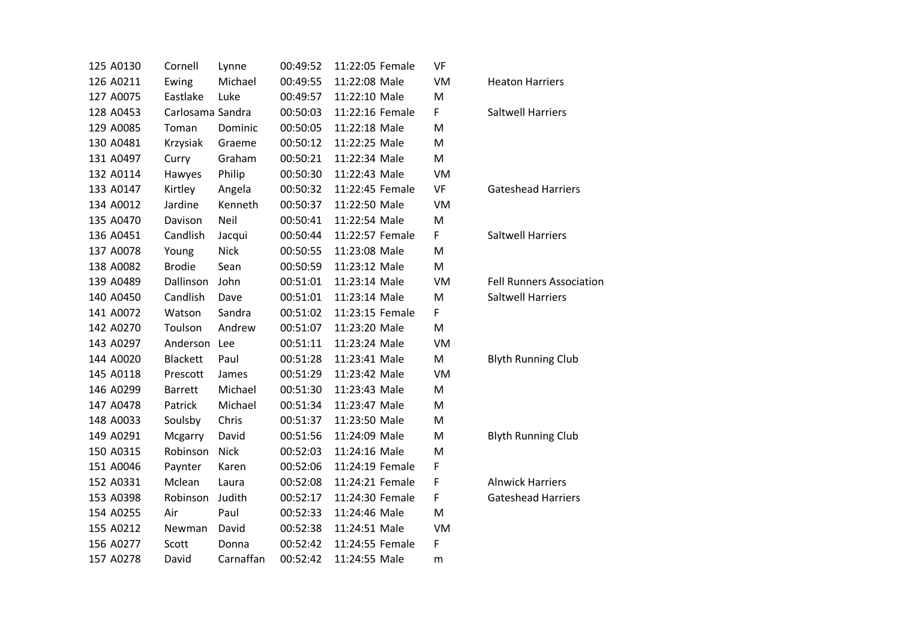| | | | | | | | | |
|---|---|---|---|---|---|---|---|---|
| 125 | A0130 | Cornell | Lynne | 00:49:52 | 11:22:05 | Female | VF | |
| 126 | A0211 | Ewing | Michael | 00:49:55 | 11:22:08 | Male | VM | Heaton Harriers |
| 127 | A0075 | Eastlake | Luke | 00:49:57 | 11:22:10 | Male | M | |
| 128 | A0453 | Carlosama | Sandra | 00:50:03 | 11:22:16 | Female | F | Saltwell Harriers |
| 129 | A0085 | Toman | Dominic | 00:50:05 | 11:22:18 | Male | M | |
| 130 | A0481 | Krzysiak | Graeme | 00:50:12 | 11:22:25 | Male | M | |
| 131 | A0497 | Curry | Graham | 00:50:21 | 11:22:34 | Male | M | |
| 132 | A0114 | Hawyes | Philip | 00:50:30 | 11:22:43 | Male | VM | |
| 133 | A0147 | Kirtley | Angela | 00:50:32 | 11:22:45 | Female | VF | Gateshead Harriers |
| 134 | A0012 | Jardine | Kenneth | 00:50:37 | 11:22:50 | Male | VM | |
| 135 | A0470 | Davison | Neil | 00:50:41 | 11:22:54 | Male | M | |
| 136 | A0451 | Candlish | Jacqui | 00:50:44 | 11:22:57 | Female | F | Saltwell Harriers |
| 137 | A0078 | Young | Nick | 00:50:55 | 11:23:08 | Male | M | |
| 138 | A0082 | Brodie | Sean | 00:50:59 | 11:23:12 | Male | M | |
| 139 | A0489 | Dallinson | John | 00:51:01 | 11:23:14 | Male | VM | Fell Runners Association |
| 140 | A0450 | Candlish | Dave | 00:51:01 | 11:23:14 | Male | M | Saltwell Harriers |
| 141 | A0072 | Watson | Sandra | 00:51:02 | 11:23:15 | Female | F | |
| 142 | A0270 | Toulson | Andrew | 00:51:07 | 11:23:20 | Male | M | |
| 143 | A0297 | Anderson | Lee | 00:51:11 | 11:23:24 | Male | VM | |
| 144 | A0020 | Blackett | Paul | 00:51:28 | 11:23:41 | Male | M | Blyth Running Club |
| 145 | A0118 | Prescott | James | 00:51:29 | 11:23:42 | Male | VM | |
| 146 | A0299 | Barrett | Michael | 00:51:30 | 11:23:43 | Male | M | |
| 147 | A0478 | Patrick | Michael | 00:51:34 | 11:23:47 | Male | M | |
| 148 | A0033 | Soulsby | Chris | 00:51:37 | 11:23:50 | Male | M | |
| 149 | A0291 | Mcgarry | David | 00:51:56 | 11:24:09 | Male | M | Blyth Running Club |
| 150 | A0315 | Robinson | Nick | 00:52:03 | 11:24:16 | Male | M | |
| 151 | A0046 | Paynter | Karen | 00:52:06 | 11:24:19 | Female | F | |
| 152 | A0331 | Mclean | Laura | 00:52:08 | 11:24:21 | Female | F | Alnwick Harriers |
| 153 | A0398 | Robinson | Judith | 00:52:17 | 11:24:30 | Female | F | Gateshead Harriers |
| 154 | A0255 | Air | Paul | 00:52:33 | 11:24:46 | Male | M | |
| 155 | A0212 | Newman | David | 00:52:38 | 11:24:51 | Male | VM | |
| 156 | A0277 | Scott | Donna | 00:52:42 | 11:24:55 | Female | F | |
| 157 | A0278 | David | Carnaffan | 00:52:42 | 11:24:55 | Male | m | |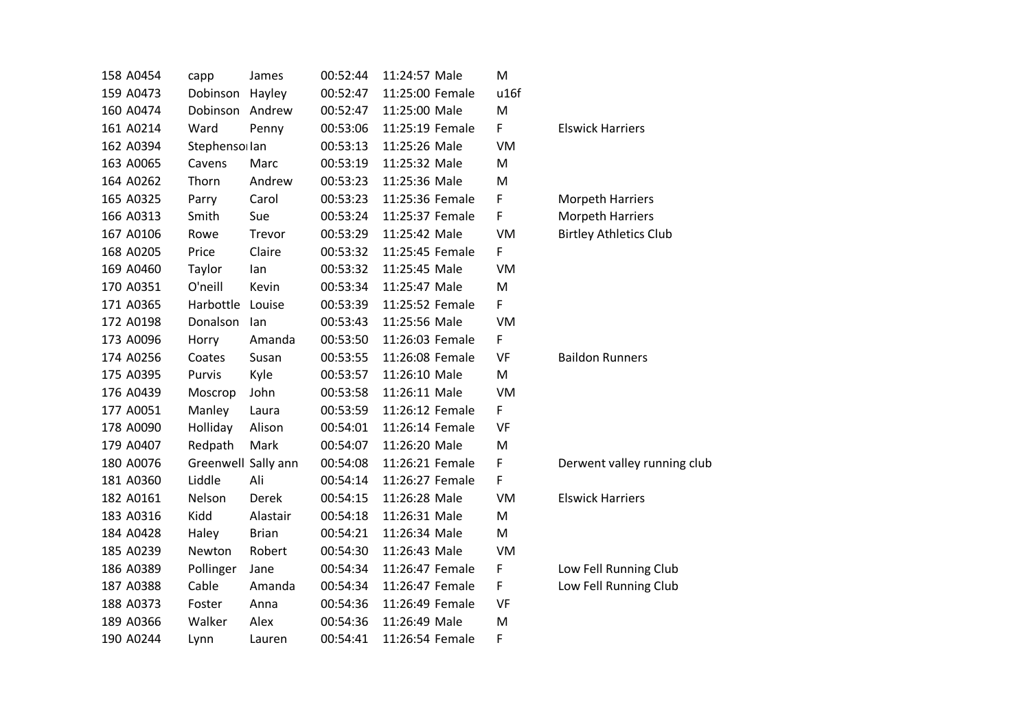| | | | | | | | | |
|---|---|---|---|---|---|---|---|---|
| 158 | A0454 | capp | James | 00:52:44 | 11:24:57 | Male | M | |
| 159 | A0473 | Dobinson | Hayley | 00:52:47 | 11:25:00 | Female | u16f | |
| 160 | A0474 | Dobinson | Andrew | 00:52:47 | 11:25:00 | Male | M | |
| 161 | A0214 | Ward | Penny | 00:53:06 | 11:25:19 | Female | F | Elswick Harriers |
| 162 | A0394 | Stephenso | Ian | 00:53:13 | 11:25:26 | Male | VM | |
| 163 | A0065 | Cavens | Marc | 00:53:19 | 11:25:32 | Male | M | |
| 164 | A0262 | Thorn | Andrew | 00:53:23 | 11:25:36 | Male | M | |
| 165 | A0325 | Parry | Carol | 00:53:23 | 11:25:36 | Female | F | Morpeth Harriers |
| 166 | A0313 | Smith | Sue | 00:53:24 | 11:25:37 | Female | F | Morpeth Harriers |
| 167 | A0106 | Rowe | Trevor | 00:53:29 | 11:25:42 | Male | VM | Birtley Athletics Club |
| 168 | A0205 | Price | Claire | 00:53:32 | 11:25:45 | Female | F | |
| 169 | A0460 | Taylor | Ian | 00:53:32 | 11:25:45 | Male | VM | |
| 170 | A0351 | O'neill | Kevin | 00:53:34 | 11:25:47 | Male | M | |
| 171 | A0365 | Harbottle | Louise | 00:53:39 | 11:25:52 | Female | F | |
| 172 | A0198 | Donalson | Ian | 00:53:43 | 11:25:56 | Male | VM | |
| 173 | A0096 | Horry | Amanda | 00:53:50 | 11:26:03 | Female | F | |
| 174 | A0256 | Coates | Susan | 00:53:55 | 11:26:08 | Female | VF | Baildon Runners |
| 175 | A0395 | Purvis | Kyle | 00:53:57 | 11:26:10 | Male | M | |
| 176 | A0439 | Moscrop | John | 00:53:58 | 11:26:11 | Male | VM | |
| 177 | A0051 | Manley | Laura | 00:53:59 | 11:26:12 | Female | F | |
| 178 | A0090 | Holliday | Alison | 00:54:01 | 11:26:14 | Female | VF | |
| 179 | A0407 | Redpath | Mark | 00:54:07 | 11:26:20 | Male | M | |
| 180 | A0076 | Greenwell | Sally ann | 00:54:08 | 11:26:21 | Female | F | Derwent valley running club |
| 181 | A0360 | Liddle | Ali | 00:54:14 | 11:26:27 | Female | F | |
| 182 | A0161 | Nelson | Derek | 00:54:15 | 11:26:28 | Male | VM | Elswick Harriers |
| 183 | A0316 | Kidd | Alastair | 00:54:18 | 11:26:31 | Male | M | |
| 184 | A0428 | Haley | Brian | 00:54:21 | 11:26:34 | Male | M | |
| 185 | A0239 | Newton | Robert | 00:54:30 | 11:26:43 | Male | VM | |
| 186 | A0389 | Pollinger | Jane | 00:54:34 | 11:26:47 | Female | F | Low Fell Running Club |
| 187 | A0388 | Cable | Amanda | 00:54:34 | 11:26:47 | Female | F | Low Fell Running Club |
| 188 | A0373 | Foster | Anna | 00:54:36 | 11:26:49 | Female | VF | |
| 189 | A0366 | Walker | Alex | 00:54:36 | 11:26:49 | Male | M | |
| 190 | A0244 | Lynn | Lauren | 00:54:41 | 11:26:54 | Female | F | |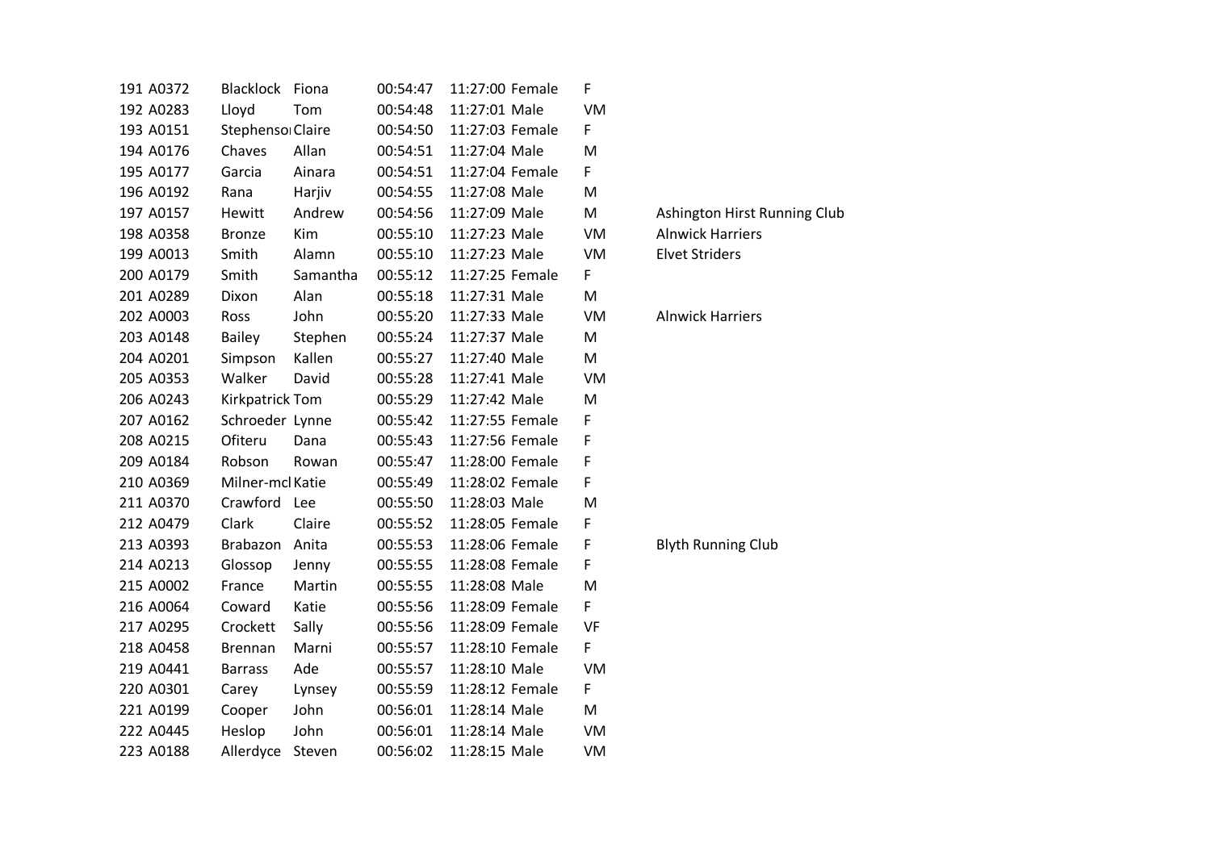| | | | | | | | | |
|---|---|---|---|---|---|---|---|---|
| 191 | A0372 | Blacklock | Fiona | 00:54:47 | 11:27:00 | Female | F | |
| 192 | A0283 | Lloyd | Tom | 00:54:48 | 11:27:01 | Male | VM | |
| 193 | A0151 | Stephensoı | Claire | 00:54:50 | 11:27:03 | Female | F | |
| 194 | A0176 | Chaves | Allan | 00:54:51 | 11:27:04 | Male | M | |
| 195 | A0177 | Garcia | Ainara | 00:54:51 | 11:27:04 | Female | F | |
| 196 | A0192 | Rana | Harjiv | 00:54:55 | 11:27:08 | Male | M | |
| 197 | A0157 | Hewitt | Andrew | 00:54:56 | 11:27:09 | Male | M | Ashington Hirst Running Club |
| 198 | A0358 | Bronze | Kim | 00:55:10 | 11:27:23 | Male | VM | Alnwick Harriers |
| 199 | A0013 | Smith | Alamn | 00:55:10 | 11:27:23 | Male | VM | Elvet Striders |
| 200 | A0179 | Smith | Samantha | 00:55:12 | 11:27:25 | Female | F | |
| 201 | A0289 | Dixon | Alan | 00:55:18 | 11:27:31 | Male | M | |
| 202 | A0003 | Ross | John | 00:55:20 | 11:27:33 | Male | VM | Alnwick Harriers |
| 203 | A0148 | Bailey | Stephen | 00:55:24 | 11:27:37 | Male | M | |
| 204 | A0201 | Simpson | Kallen | 00:55:27 | 11:27:40 | Male | M | |
| 205 | A0353 | Walker | David | 00:55:28 | 11:27:41 | Male | VM | |
| 206 | A0243 | Kirkpatrick | Tom | 00:55:29 | 11:27:42 | Male | M | |
| 207 | A0162 | Schroeder | Lynne | 00:55:42 | 11:27:55 | Female | F | |
| 208 | A0215 | Ofiteru | Dana | 00:55:43 | 11:27:56 | Female | F | |
| 209 | A0184 | Robson | Rowan | 00:55:47 | 11:28:00 | Female | F | |
| 210 | A0369 | Milner-mcl | Katie | 00:55:49 | 11:28:02 | Female | F | |
| 211 | A0370 | Crawford | Lee | 00:55:50 | 11:28:03 | Male | M | |
| 212 | A0479 | Clark | Claire | 00:55:52 | 11:28:05 | Female | F | |
| 213 | A0393 | Brabazon | Anita | 00:55:53 | 11:28:06 | Female | F | Blyth Running Club |
| 214 | A0213 | Glossop | Jenny | 00:55:55 | 11:28:08 | Female | F | |
| 215 | A0002 | France | Martin | 00:55:55 | 11:28:08 | Male | M | |
| 216 | A0064 | Coward | Katie | 00:55:56 | 11:28:09 | Female | F | |
| 217 | A0295 | Crockett | Sally | 00:55:56 | 11:28:09 | Female | VF | |
| 218 | A0458 | Brennan | Marni | 00:55:57 | 11:28:10 | Female | F | |
| 219 | A0441 | Barrass | Ade | 00:55:57 | 11:28:10 | Male | VM | |
| 220 | A0301 | Carey | Lynsey | 00:55:59 | 11:28:12 | Female | F | |
| 221 | A0199 | Cooper | John | 00:56:01 | 11:28:14 | Male | M | |
| 222 | A0445 | Heslop | John | 00:56:01 | 11:28:14 | Male | VM | |
| 223 | A0188 | Allerdyce | Steven | 00:56:02 | 11:28:15 | Male | VM | |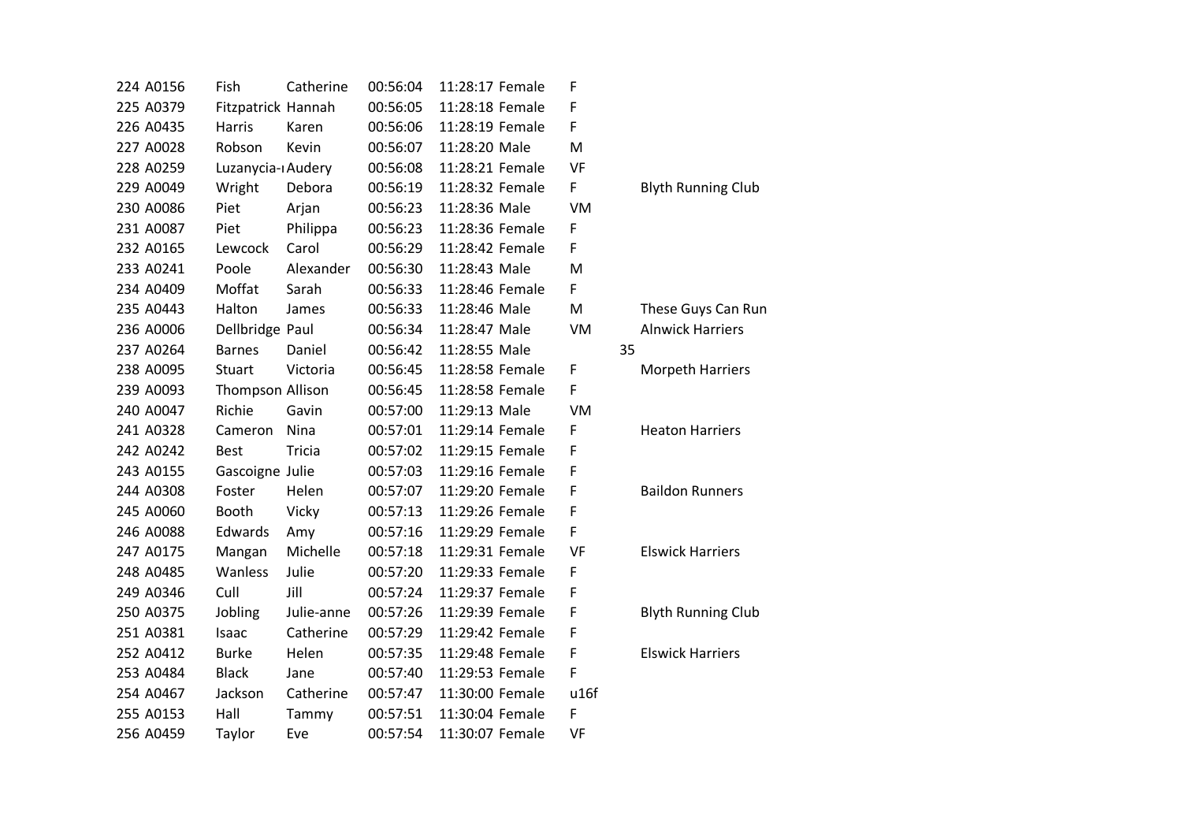| | | | | | | | | | |
|---|---|---|---|---|---|---|---|---|---|
| 224 | A0156 | Fish | Catherine | 00:56:04 | 11:28:17 | Female | F | | |
| 225 | A0379 | Fitzpatrick | Hannah | 00:56:05 | 11:28:18 | Female | F | | |
| 226 | A0435 | Harris | Karen | 00:56:06 | 11:28:19 | Female | F | | |
| 227 | A0028 | Robson | Kevin | 00:56:07 | 11:28:20 | Male | M | | |
| 228 | A0259 | Luzanycia-ı | Audery | 00:56:08 | 11:28:21 | Female | VF | | |
| 229 | A0049 | Wright | Debora | 00:56:19 | 11:28:32 | Female | F | | Blyth Running Club |
| 230 | A0086 | Piet | Arjan | 00:56:23 | 11:28:36 | Male | VM | | |
| 231 | A0087 | Piet | Philippa | 00:56:23 | 11:28:36 | Female | F | | |
| 232 | A0165 | Lewcock | Carol | 00:56:29 | 11:28:42 | Female | F | | |
| 233 | A0241 | Poole | Alexander | 00:56:30 | 11:28:43 | Male | M | | |
| 234 | A0409 | Moffat | Sarah | 00:56:33 | 11:28:46 | Female | F | | |
| 235 | A0443 | Halton | James | 00:56:33 | 11:28:46 | Male | M | | These Guys Can Run |
| 236 | A0006 | Dellbridge | Paul | 00:56:34 | 11:28:47 | Male | VM | | Alnwick Harriers |
| 237 | A0264 | Barnes | Daniel | 00:56:42 | 11:28:55 | Male | | 35 | |
| 238 | A0095 | Stuart | Victoria | 00:56:45 | 11:28:58 | Female | F | | Morpeth Harriers |
| 239 | A0093 | Thompson | Allison | 00:56:45 | 11:28:58 | Female | F | | |
| 240 | A0047 | Richie | Gavin | 00:57:00 | 11:29:13 | Male | VM | | |
| 241 | A0328 | Cameron | Nina | 00:57:01 | 11:29:14 | Female | F | | Heaton Harriers |
| 242 | A0242 | Best | Tricia | 00:57:02 | 11:29:15 | Female | F | | |
| 243 | A0155 | Gascoigne | Julie | 00:57:03 | 11:29:16 | Female | F | | |
| 244 | A0308 | Foster | Helen | 00:57:07 | 11:29:20 | Female | F | | Baildon Runners |
| 245 | A0060 | Booth | Vicky | 00:57:13 | 11:29:26 | Female | F | | |
| 246 | A0088 | Edwards | Amy | 00:57:16 | 11:29:29 | Female | F | | |
| 247 | A0175 | Mangan | Michelle | 00:57:18 | 11:29:31 | Female | VF | | Elswick Harriers |
| 248 | A0485 | Wanless | Julie | 00:57:20 | 11:29:33 | Female | F | | |
| 249 | A0346 | Cull | Jill | 00:57:24 | 11:29:37 | Female | F | | |
| 250 | A0375 | Jobling | Julie-anne | 00:57:26 | 11:29:39 | Female | F | | Blyth Running Club |
| 251 | A0381 | Isaac | Catherine | 00:57:29 | 11:29:42 | Female | F | | |
| 252 | A0412 | Burke | Helen | 00:57:35 | 11:29:48 | Female | F | | Elswick Harriers |
| 253 | A0484 | Black | Jane | 00:57:40 | 11:29:53 | Female | F | | |
| 254 | A0467 | Jackson | Catherine | 00:57:47 | 11:30:00 | Female | u16f | | |
| 255 | A0153 | Hall | Tammy | 00:57:51 | 11:30:04 | Female | F | | |
| 256 | A0459 | Taylor | Eve | 00:57:54 | 11:30:07 | Female | VF | | |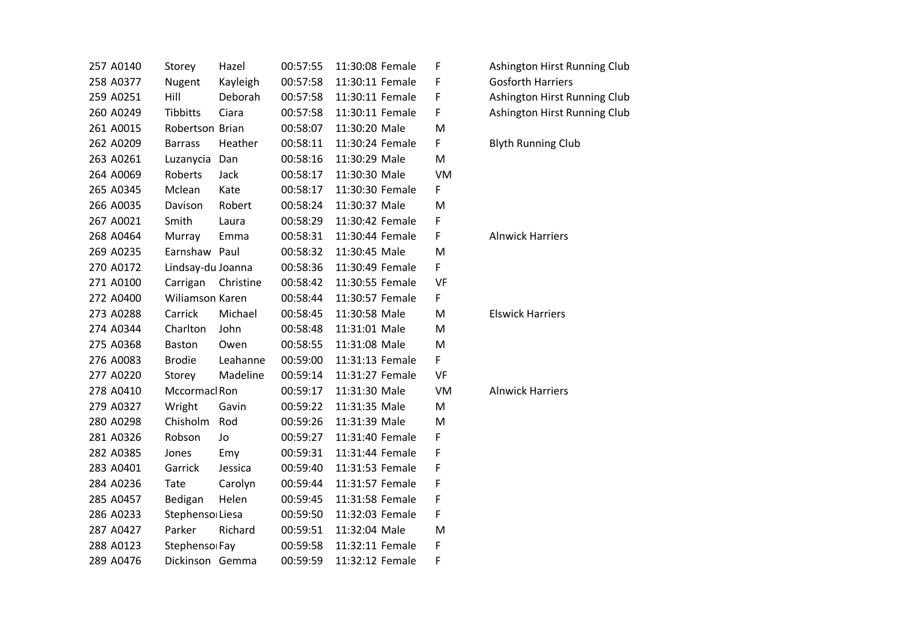| | | | | | | | | |
|---|---|---|---|---|---|---|---|---|
| 257 | A0140 | Storey | Hazel | 00:57:55 | 11:30:08 | Female | F | Ashington Hirst Running Club |
| 258 | A0377 | Nugent | Kayleigh | 00:57:58 | 11:30:11 | Female | F | Gosforth Harriers |
| 259 | A0251 | Hill | Deborah | 00:57:58 | 11:30:11 | Female | F | Ashington Hirst Running Club |
| 260 | A0249 | Tibbitts | Ciara | 00:57:58 | 11:30:11 | Female | F | Ashington Hirst Running Club |
| 261 | A0015 | Robertson | Brian | 00:58:07 | 11:30:20 | Male | M | |
| 262 | A0209 | Barrass | Heather | 00:58:11 | 11:30:24 | Female | F | Blyth Running Club |
| 263 | A0261 | Luzanycia | Dan | 00:58:16 | 11:30:29 | Male | M | |
| 264 | A0069 | Roberts | Jack | 00:58:17 | 11:30:30 | Male | VM | |
| 265 | A0345 | Mclean | Kate | 00:58:17 | 11:30:30 | Female | F | |
| 266 | A0035 | Davison | Robert | 00:58:24 | 11:30:37 | Male | M | |
| 267 | A0021 | Smith | Laura | 00:58:29 | 11:30:42 | Female | F | |
| 268 | A0464 | Murray | Emma | 00:58:31 | 11:30:44 | Female | F | Alnwick Harriers |
| 269 | A0235 | Earnshaw | Paul | 00:58:32 | 11:30:45 | Male | M | |
| 270 | A0172 | Lindsay-du | Joanna | 00:58:36 | 11:30:49 | Female | F | |
| 271 | A0100 | Carrigan | Christine | 00:58:42 | 11:30:55 | Female | VF | |
| 272 | A0400 | Wiliamson | Karen | 00:58:44 | 11:30:57 | Female | F | |
| 273 | A0288 | Carrick | Michael | 00:58:45 | 11:30:58 | Male | M | Elswick Harriers |
| 274 | A0344 | Charlton | John | 00:58:48 | 11:31:01 | Male | M | |
| 275 | A0368 | Baston | Owen | 00:58:55 | 11:31:08 | Male | M | |
| 276 | A0083 | Brodie | Leahanne | 00:59:00 | 11:31:13 | Female | F | |
| 277 | A0220 | Storey | Madeline | 00:59:14 | 11:31:27 | Female | VF | |
| 278 | A0410 | Mccormacl | Ron | 00:59:17 | 11:31:30 | Male | VM | Alnwick Harriers |
| 279 | A0327 | Wright | Gavin | 00:59:22 | 11:31:35 | Male | M | |
| 280 | A0298 | Chisholm | Rod | 00:59:26 | 11:31:39 | Male | M | |
| 281 | A0326 | Robson | Jo | 00:59:27 | 11:31:40 | Female | F | |
| 282 | A0385 | Jones | Emy | 00:59:31 | 11:31:44 | Female | F | |
| 283 | A0401 | Garrick | Jessica | 00:59:40 | 11:31:53 | Female | F | |
| 284 | A0236 | Tate | Carolyn | 00:59:44 | 11:31:57 | Female | F | |
| 285 | A0457 | Bedigan | Helen | 00:59:45 | 11:31:58 | Female | F | |
| 286 | A0233 | Stephensoı | Liesa | 00:59:50 | 11:32:03 | Female | F | |
| 287 | A0427 | Parker | Richard | 00:59:51 | 11:32:04 | Male | M | |
| 288 | A0123 | Stephensoı | Fay | 00:59:58 | 11:32:11 | Female | F | |
| 289 | A0476 | Dickinson | Gemma | 00:59:59 | 11:32:12 | Female | F | |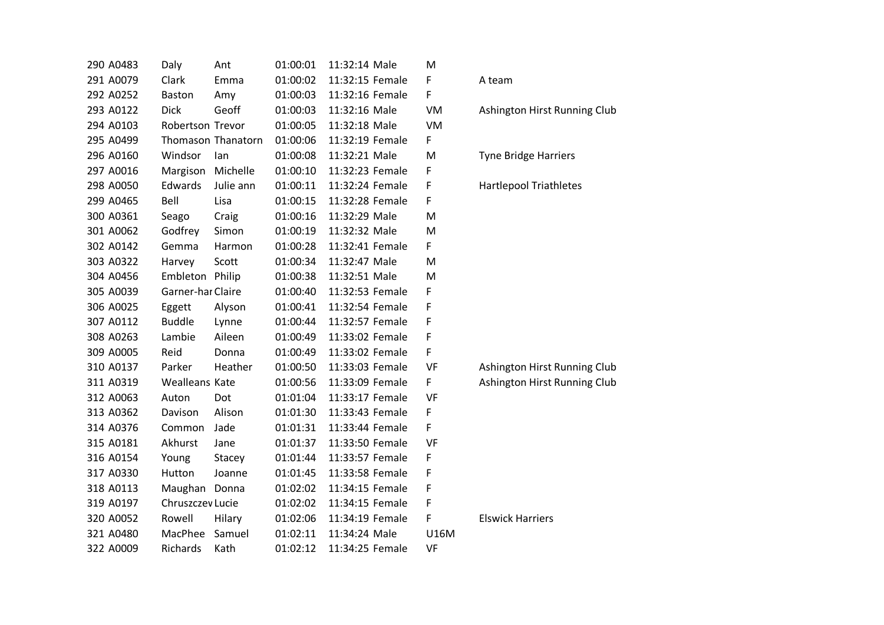| | | | | | | | | |
|---|---|---|---|---|---|---|---|---|
| 290 | A0483 | Daly | Ant | 01:00:01 | 11:32:14 | Male | M | |
| 291 | A0079 | Clark | Emma | 01:00:02 | 11:32:15 | Female | F | A team |
| 292 | A0252 | Baston | Amy | 01:00:03 | 11:32:16 | Female | F | |
| 293 | A0122 | Dick | Geoff | 01:00:03 | 11:32:16 | Male | VM | Ashington Hirst Running Club |
| 294 | A0103 | Robertson | Trevor | 01:00:05 | 11:32:18 | Male | VM | |
| 295 | A0499 | Thomason | Thanatorn | 01:00:06 | 11:32:19 | Female | F | |
| 296 | A0160 | Windsor | Ian | 01:00:08 | 11:32:21 | Male | M | Tyne Bridge Harriers |
| 297 | A0016 | Margison | Michelle | 01:00:10 | 11:32:23 | Female | F | |
| 298 | A0050 | Edwards | Julie ann | 01:00:11 | 11:32:24 | Female | F | Hartlepool Triathletes |
| 299 | A0465 | Bell | Lisa | 01:00:15 | 11:32:28 | Female | F | |
| 300 | A0361 | Seago | Craig | 01:00:16 | 11:32:29 | Male | M | |
| 301 | A0062 | Godfrey | Simon | 01:00:19 | 11:32:32 | Male | M | |
| 302 | A0142 | Gemma | Harmon | 01:00:28 | 11:32:41 | Female | F | |
| 303 | A0322 | Harvey | Scott | 01:00:34 | 11:32:47 | Male | M | |
| 304 | A0456 | Embleton | Philip | 01:00:38 | 11:32:51 | Male | M | |
| 305 | A0039 | Garner-har | Claire | 01:00:40 | 11:32:53 | Female | F | |
| 306 | A0025 | Eggett | Alyson | 01:00:41 | 11:32:54 | Female | F | |
| 307 | A0112 | Buddle | Lynne | 01:00:44 | 11:32:57 | Female | F | |
| 308 | A0263 | Lambie | Aileen | 01:00:49 | 11:33:02 | Female | F | |
| 309 | A0005 | Reid | Donna | 01:00:49 | 11:33:02 | Female | F | |
| 310 | A0137 | Parker | Heather | 01:00:50 | 11:33:03 | Female | VF | Ashington Hirst Running Club |
| 311 | A0319 | Wealleans | Kate | 01:00:56 | 11:33:09 | Female | F | Ashington Hirst Running Club |
| 312 | A0063 | Auton | Dot | 01:01:04 | 11:33:17 | Female | VF | |
| 313 | A0362 | Davison | Alison | 01:01:30 | 11:33:43 | Female | F | |
| 314 | A0376 | Common | Jade | 01:01:31 | 11:33:44 | Female | F | |
| 315 | A0181 | Akhurst | Jane | 01:01:37 | 11:33:50 | Female | VF | |
| 316 | A0154 | Young | Stacey | 01:01:44 | 11:33:57 | Female | F | |
| 317 | A0330 | Hutton | Joanne | 01:01:45 | 11:33:58 | Female | F | |
| 318 | A0113 | Maughan | Donna | 01:02:02 | 11:34:15 | Female | F | |
| 319 | A0197 | Chruszczev | Lucie | 01:02:02 | 11:34:15 | Female | F | |
| 320 | A0052 | Rowell | Hilary | 01:02:06 | 11:34:19 | Female | F | Elswick Harriers |
| 321 | A0480 | MacPhee | Samuel | 01:02:11 | 11:34:24 | Male | U16M | |
| 322 | A0009 | Richards | Kath | 01:02:12 | 11:34:25 | Female | VF | |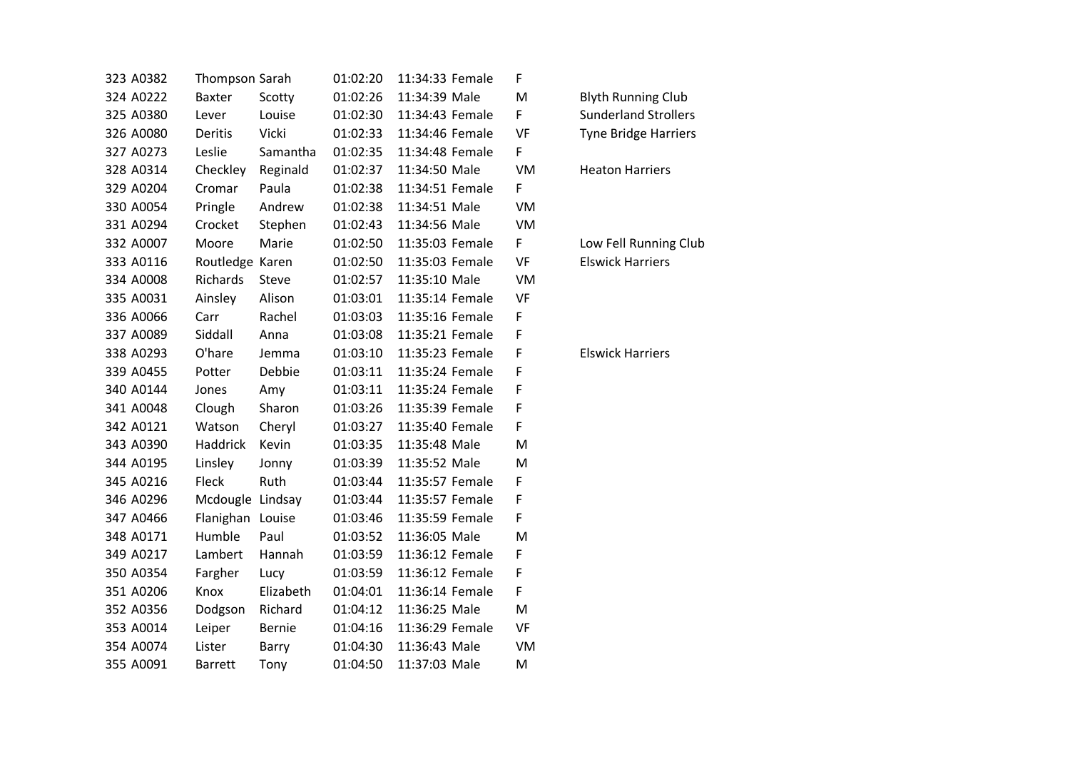| | | | | | | | | |
|---|---|---|---|---|---|---|---|---|
| 323 | A0382 | Thompson | Sarah | 01:02:20 | 11:34:33 | Female | F | |
| 324 | A0222 | Baxter | Scotty | 01:02:26 | 11:34:39 | Male | M | Blyth Running Club |
| 325 | A0380 | Lever | Louise | 01:02:30 | 11:34:43 | Female | F | Sunderland Strollers |
| 326 | A0080 | Deritis | Vicki | 01:02:33 | 11:34:46 | Female | VF | Tyne Bridge Harriers |
| 327 | A0273 | Leslie | Samantha | 01:02:35 | 11:34:48 | Female | F | |
| 328 | A0314 | Checkley | Reginald | 01:02:37 | 11:34:50 | Male | VM | Heaton Harriers |
| 329 | A0204 | Cromar | Paula | 01:02:38 | 11:34:51 | Female | F | |
| 330 | A0054 | Pringle | Andrew | 01:02:38 | 11:34:51 | Male | VM | |
| 331 | A0294 | Crocket | Stephen | 01:02:43 | 11:34:56 | Male | VM | |
| 332 | A0007 | Moore | Marie | 01:02:50 | 11:35:03 | Female | F | Low Fell Running Club |
| 333 | A0116 | Routledge | Karen | 01:02:50 | 11:35:03 | Female | VF | Elswick Harriers |
| 334 | A0008 | Richards | Steve | 01:02:57 | 11:35:10 | Male | VM | |
| 335 | A0031 | Ainsley | Alison | 01:03:01 | 11:35:14 | Female | VF | |
| 336 | A0066 | Carr | Rachel | 01:03:03 | 11:35:16 | Female | F | |
| 337 | A0089 | Siddall | Anna | 01:03:08 | 11:35:21 | Female | F | |
| 338 | A0293 | O'hare | Jemma | 01:03:10 | 11:35:23 | Female | F | Elswick Harriers |
| 339 | A0455 | Potter | Debbie | 01:03:11 | 11:35:24 | Female | F | |
| 340 | A0144 | Jones | Amy | 01:03:11 | 11:35:24 | Female | F | |
| 341 | A0048 | Clough | Sharon | 01:03:26 | 11:35:39 | Female | F | |
| 342 | A0121 | Watson | Cheryl | 01:03:27 | 11:35:40 | Female | F | |
| 343 | A0390 | Haddrick | Kevin | 01:03:35 | 11:35:48 | Male | M | |
| 344 | A0195 | Linsley | Jonny | 01:03:39 | 11:35:52 | Male | M | |
| 345 | A0216 | Fleck | Ruth | 01:03:44 | 11:35:57 | Female | F | |
| 346 | A0296 | Mcdougle | Lindsay | 01:03:44 | 11:35:57 | Female | F | |
| 347 | A0466 | Flanighan | Louise | 01:03:46 | 11:35:59 | Female | F | |
| 348 | A0171 | Humble | Paul | 01:03:52 | 11:36:05 | Male | M | |
| 349 | A0217 | Lambert | Hannah | 01:03:59 | 11:36:12 | Female | F | |
| 350 | A0354 | Fargher | Lucy | 01:03:59 | 11:36:12 | Female | F | |
| 351 | A0206 | Knox | Elizabeth | 01:04:01 | 11:36:14 | Female | F | |
| 352 | A0356 | Dodgson | Richard | 01:04:12 | 11:36:25 | Male | M | |
| 353 | A0014 | Leiper | Bernie | 01:04:16 | 11:36:29 | Female | VF | |
| 354 | A0074 | Lister | Barry | 01:04:30 | 11:36:43 | Male | VM | |
| 355 | A0091 | Barrett | Tony | 01:04:50 | 11:37:03 | Male | M | |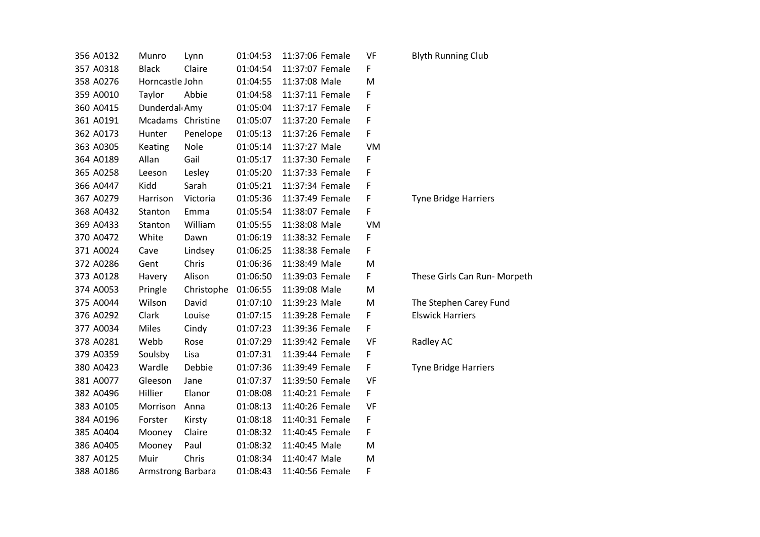| | | | | | | | | |
|---|---|---|---|---|---|---|---|---|
| 356 | A0132 | Munro | Lynn | 01:04:53 | 11:37:06 | Female | VF | Blyth Running Club |
| 357 | A0318 | Black | Claire | 01:04:54 | 11:37:07 | Female | F | |
| 358 | A0276 | Horncastle | John | 01:04:55 | 11:37:08 | Male | M | |
| 359 | A0010 | Taylor | Abbie | 01:04:58 | 11:37:11 | Female | F | |
| 360 | A0415 | Dunderdal | Amy | 01:05:04 | 11:37:17 | Female | F | |
| 361 | A0191 | Mcadams | Christine | 01:05:07 | 11:37:20 | Female | F | |
| 362 | A0173 | Hunter | Penelope | 01:05:13 | 11:37:26 | Female | F | |
| 363 | A0305 | Keating | Nole | 01:05:14 | 11:37:27 | Male | VM | |
| 364 | A0189 | Allan | Gail | 01:05:17 | 11:37:30 | Female | F | |
| 365 | A0258 | Leeson | Lesley | 01:05:20 | 11:37:33 | Female | F | |
| 366 | A0447 | Kidd | Sarah | 01:05:21 | 11:37:34 | Female | F | |
| 367 | A0279 | Harrison | Victoria | 01:05:36 | 11:37:49 | Female | F | Tyne Bridge Harriers |
| 368 | A0432 | Stanton | Emma | 01:05:54 | 11:38:07 | Female | F | |
| 369 | A0433 | Stanton | William | 01:05:55 | 11:38:08 | Male | VM | |
| 370 | A0472 | White | Dawn | 01:06:19 | 11:38:32 | Female | F | |
| 371 | A0024 | Cave | Lindsey | 01:06:25 | 11:38:38 | Female | F | |
| 372 | A0286 | Gent | Chris | 01:06:36 | 11:38:49 | Male | M | |
| 373 | A0128 | Havery | Alison | 01:06:50 | 11:39:03 | Female | F | These Girls Can Run- Morpeth |
| 374 | A0053 | Pringle | Christophe | 01:06:55 | 11:39:08 | Male | M | |
| 375 | A0044 | Wilson | David | 01:07:10 | 11:39:23 | Male | M | The Stephen Carey Fund |
| 376 | A0292 | Clark | Louise | 01:07:15 | 11:39:28 | Female | F | Elswick Harriers |
| 377 | A0034 | Miles | Cindy | 01:07:23 | 11:39:36 | Female | F | |
| 378 | A0281 | Webb | Rose | 01:07:29 | 11:39:42 | Female | VF | Radley AC |
| 379 | A0359 | Soulsby | Lisa | 01:07:31 | 11:39:44 | Female | F | |
| 380 | A0423 | Wardle | Debbie | 01:07:36 | 11:39:49 | Female | F | Tyne Bridge Harriers |
| 381 | A0077 | Gleeson | Jane | 01:07:37 | 11:39:50 | Female | VF | |
| 382 | A0496 | Hillier | Elanor | 01:08:08 | 11:40:21 | Female | F | |
| 383 | A0105 | Morrison | Anna | 01:08:13 | 11:40:26 | Female | VF | |
| 384 | A0196 | Forster | Kirsty | 01:08:18 | 11:40:31 | Female | F | |
| 385 | A0404 | Mooney | Claire | 01:08:32 | 11:40:45 | Female | F | |
| 386 | A0405 | Mooney | Paul | 01:08:32 | 11:40:45 | Male | M | |
| 387 | A0125 | Muir | Chris | 01:08:34 | 11:40:47 | Male | M | |
| 388 | A0186 | Armstrong | Barbara | 01:08:43 | 11:40:56 | Female | F | |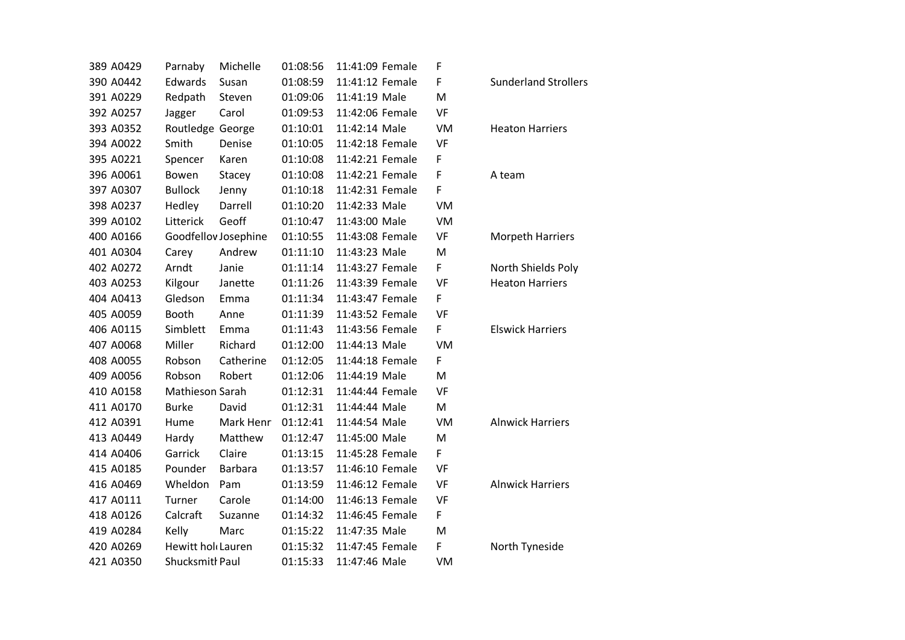| | | | | | | | | |
|---|---|---|---|---|---|---|---|---|
| 389 | A0429 | Parnaby | Michelle | 01:08:56 | 11:41:09 | Female | F | |
| 390 | A0442 | Edwards | Susan | 01:08:59 | 11:41:12 | Female | F | Sunderland Strollers |
| 391 | A0229 | Redpath | Steven | 01:09:06 | 11:41:19 | Male | M | |
| 392 | A0257 | Jagger | Carol | 01:09:53 | 11:42:06 | Female | VF | |
| 393 | A0352 | Routledge | George | 01:10:01 | 11:42:14 | Male | VM | Heaton Harriers |
| 394 | A0022 | Smith | Denise | 01:10:05 | 11:42:18 | Female | VF | |
| 395 | A0221 | Spencer | Karen | 01:10:08 | 11:42:21 | Female | F | |
| 396 | A0061 | Bowen | Stacey | 01:10:08 | 11:42:21 | Female | F | A team |
| 397 | A0307 | Bullock | Jenny | 01:10:18 | 11:42:31 | Female | F | |
| 398 | A0237 | Hedley | Darrell | 01:10:20 | 11:42:33 | Male | VM | |
| 399 | A0102 | Litterick | Geoff | 01:10:47 | 11:43:00 | Male | VM | |
| 400 | A0166 | Goodfellov | Josephine | 01:10:55 | 11:43:08 | Female | VF | Morpeth Harriers |
| 401 | A0304 | Carey | Andrew | 01:11:10 | 11:43:23 | Male | M | |
| 402 | A0272 | Arndt | Janie | 01:11:14 | 11:43:27 | Female | F | North Shields Poly |
| 403 | A0253 | Kilgour | Janette | 01:11:26 | 11:43:39 | Female | VF | Heaton Harriers |
| 404 | A0413 | Gledson | Emma | 01:11:34 | 11:43:47 | Female | F | |
| 405 | A0059 | Booth | Anne | 01:11:39 | 11:43:52 | Female | VF | |
| 406 | A0115 | Simblett | Emma | 01:11:43 | 11:43:56 | Female | F | Elswick Harriers |
| 407 | A0068 | Miller | Richard | 01:12:00 | 11:44:13 | Male | VM | |
| 408 | A0055 | Robson | Catherine | 01:12:05 | 11:44:18 | Female | F | |
| 409 | A0056 | Robson | Robert | 01:12:06 | 11:44:19 | Male | M | |
| 410 | A0158 | Mathieson | Sarah | 01:12:31 | 11:44:44 | Female | VF | |
| 411 | A0170 | Burke | David | 01:12:31 | 11:44:44 | Male | M | |
| 412 | A0391 | Hume | Mark Henr | 01:12:41 | 11:44:54 | Male | VM | Alnwick Harriers |
| 413 | A0449 | Hardy | Matthew | 01:12:47 | 11:45:00 | Male | M | |
| 414 | A0406 | Garrick | Claire | 01:13:15 | 11:45:28 | Female | F | |
| 415 | A0185 | Pounder | Barbara | 01:13:57 | 11:46:10 | Female | VF | |
| 416 | A0469 | Wheldon | Pam | 01:13:59 | 11:46:12 | Female | VF | Alnwick Harriers |
| 417 | A0111 | Turner | Carole | 01:14:00 | 11:46:13 | Female | VF | |
| 418 | A0126 | Calcraft | Suzanne | 01:14:32 | 11:46:45 | Female | F | |
| 419 | A0284 | Kelly | Marc | 01:15:22 | 11:47:35 | Male | M | |
| 420 | A0269 | Hewitt hol | Lauren | 01:15:32 | 11:47:45 | Female | F | North Tyneside |
| 421 | A0350 | Shucksmith | Paul | 01:15:33 | 11:47:46 | Male | VM | |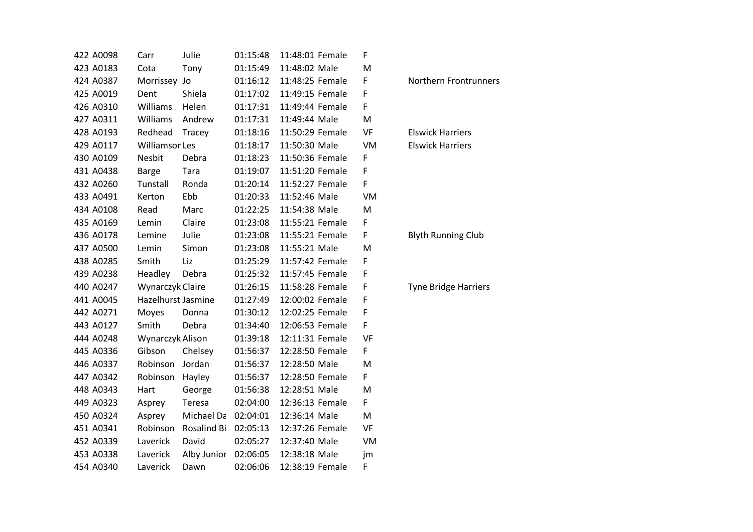| | | | | | | | | |
|---|---|---|---|---|---|---|---|---|
| 422 | A0098 | Carr | Julie | 01:15:48 | 11:48:01 | Female | F | |
| 423 | A0183 | Cota | Tony | 01:15:49 | 11:48:02 | Male | M | |
| 424 | A0387 | Morrissey | Jo | 01:16:12 | 11:48:25 | Female | F | Northern Frontrunners |
| 425 | A0019 | Dent | Shiela | 01:17:02 | 11:49:15 | Female | F | |
| 426 | A0310 | Williams | Helen | 01:17:31 | 11:49:44 | Female | F | |
| 427 | A0311 | Williams | Andrew | 01:17:31 | 11:49:44 | Male | M | |
| 428 | A0193 | Redhead | Tracey | 01:18:16 | 11:50:29 | Female | VF | Elswick Harriers |
| 429 | A0117 | Williamsor | Les | 01:18:17 | 11:50:30 | Male | VM | Elswick Harriers |
| 430 | A0109 | Nesbit | Debra | 01:18:23 | 11:50:36 | Female | F | |
| 431 | A0438 | Barge | Tara | 01:19:07 | 11:51:20 | Female | F | |
| 432 | A0260 | Tunstall | Ronda | 01:20:14 | 11:52:27 | Female | F | |
| 433 | A0491 | Kerton | Ebb | 01:20:33 | 11:52:46 | Male | VM | |
| 434 | A0108 | Read | Marc | 01:22:25 | 11:54:38 | Male | M | |
| 435 | A0169 | Lemin | Claire | 01:23:08 | 11:55:21 | Female | F | |
| 436 | A0178 | Lemine | Julie | 01:23:08 | 11:55:21 | Female | F | Blyth Running Club |
| 437 | A0500 | Lemin | Simon | 01:23:08 | 11:55:21 | Male | M | |
| 438 | A0285 | Smith | Liz | 01:25:29 | 11:57:42 | Female | F | |
| 439 | A0238 | Headley | Debra | 01:25:32 | 11:57:45 | Female | F | |
| 440 | A0247 | Wynarczyk | Claire | 01:26:15 | 11:58:28 | Female | F | Tyne Bridge Harriers |
| 441 | A0045 | Hazelhurst | Jasmine | 01:27:49 | 12:00:02 | Female | F | |
| 442 | A0271 | Moyes | Donna | 01:30:12 | 12:02:25 | Female | F | |
| 443 | A0127 | Smith | Debra | 01:34:40 | 12:06:53 | Female | F | |
| 444 | A0248 | Wynarczyk | Alison | 01:39:18 | 12:11:31 | Female | VF | |
| 445 | A0336 | Gibson | Chelsey | 01:56:37 | 12:28:50 | Female | F | |
| 446 | A0337 | Robinson | Jordan | 01:56:37 | 12:28:50 | Male | M | |
| 447 | A0342 | Robinson | Hayley | 01:56:37 | 12:28:50 | Female | F | |
| 448 | A0343 | Hart | George | 01:56:38 | 12:28:51 | Male | M | |
| 449 | A0323 | Asprey | Teresa | 02:04:00 | 12:36:13 | Female | F | |
| 450 | A0324 | Asprey | Michael Da | 02:04:01 | 12:36:14 | Male | M | |
| 451 | A0341 | Robinson | Rosalind Bi | 02:05:13 | 12:37:26 | Female | VF | |
| 452 | A0339 | Laverick | David | 02:05:27 | 12:37:40 | Male | VM | |
| 453 | A0338 | Laverick | Alby Junior | 02:06:05 | 12:38:18 | Male | jm | |
| 454 | A0340 | Laverick | Dawn | 02:06:06 | 12:38:19 | Female | F | |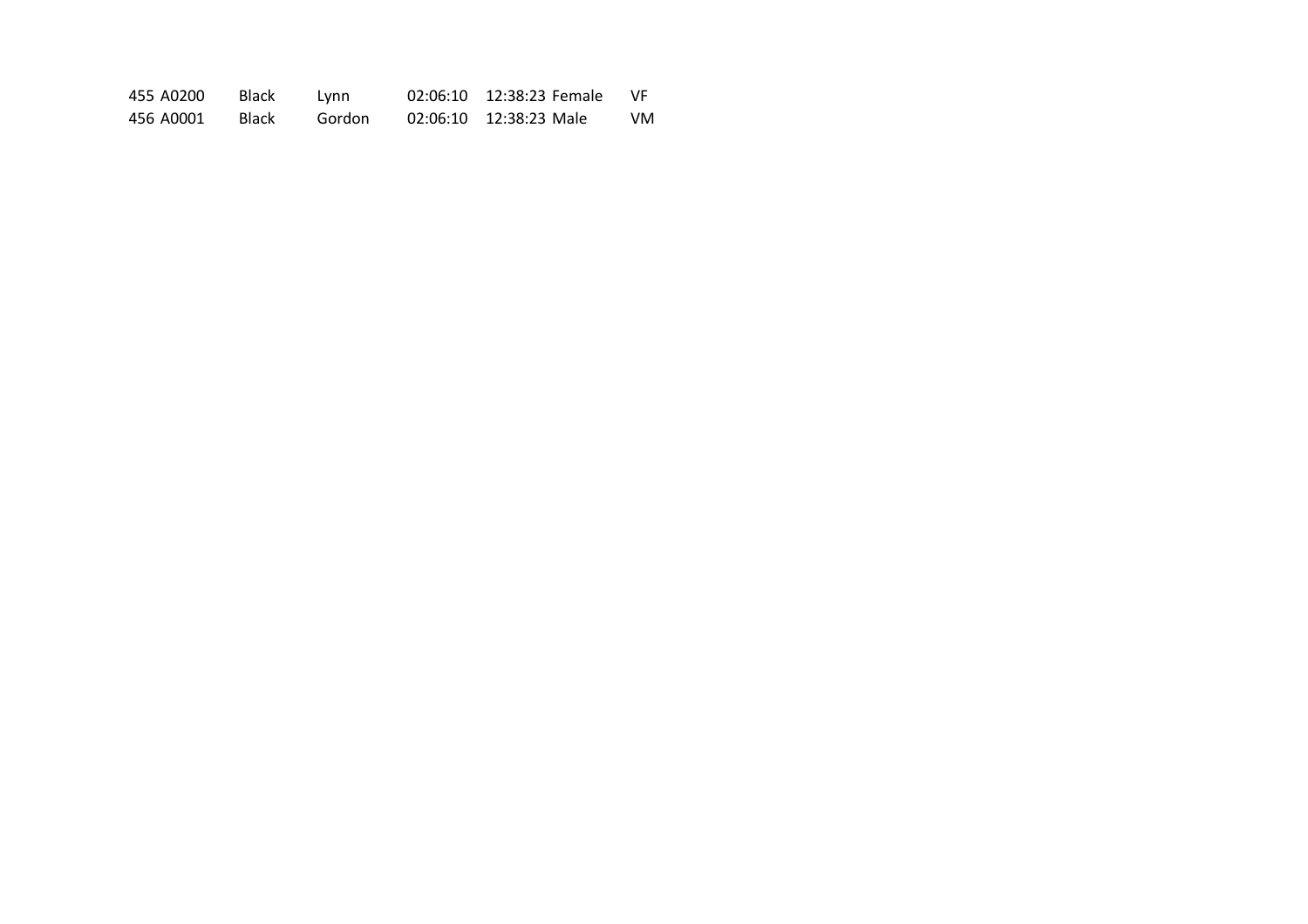| | | | | | | | |
|---|---|---|---|---|---|---|---|
| 455 | A0200 | Black | Lynn | 02:06:10 | 12:38:23 | Female | VF |
| 456 | A0001 | Black | Gordon | 02:06:10 | 12:38:23 | Male | VM |